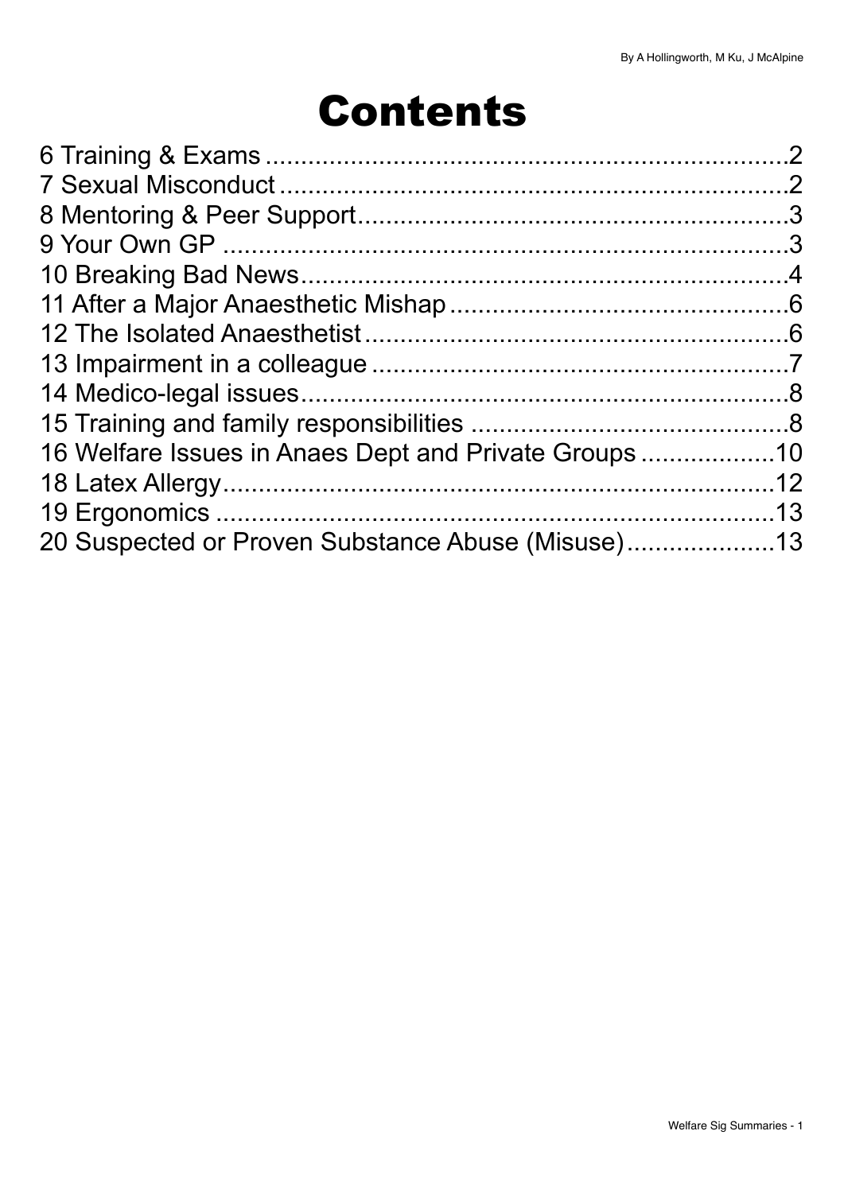By A Hollingworth, M Ku, J McAlpine

# Contents

6 Training & Exams ....................................................................2
7 Sexual Misconduct ...................................................................2
8 Mentoring & Peer Support.........................................................3
9 Your Own GP ..........................................................................3
10 Breaking Bad News.................................................................4
11 After a Major Anaesthetic Mishap .............................................6
12 The Isolated Anaesthetist .........................................................6
13 Impairment in a colleague ........................................................7
14 Medico-legal issues..................................................................8
15 Training and family responsibilities ...........................................8
16 Welfare Issues in Anaes Dept and Private Groups ......................10
18 Latex Allergy..........................................................................12
19 Ergonomics ...........................................................................13
20 Suspected or Proven Substance Abuse (Misuse)........................13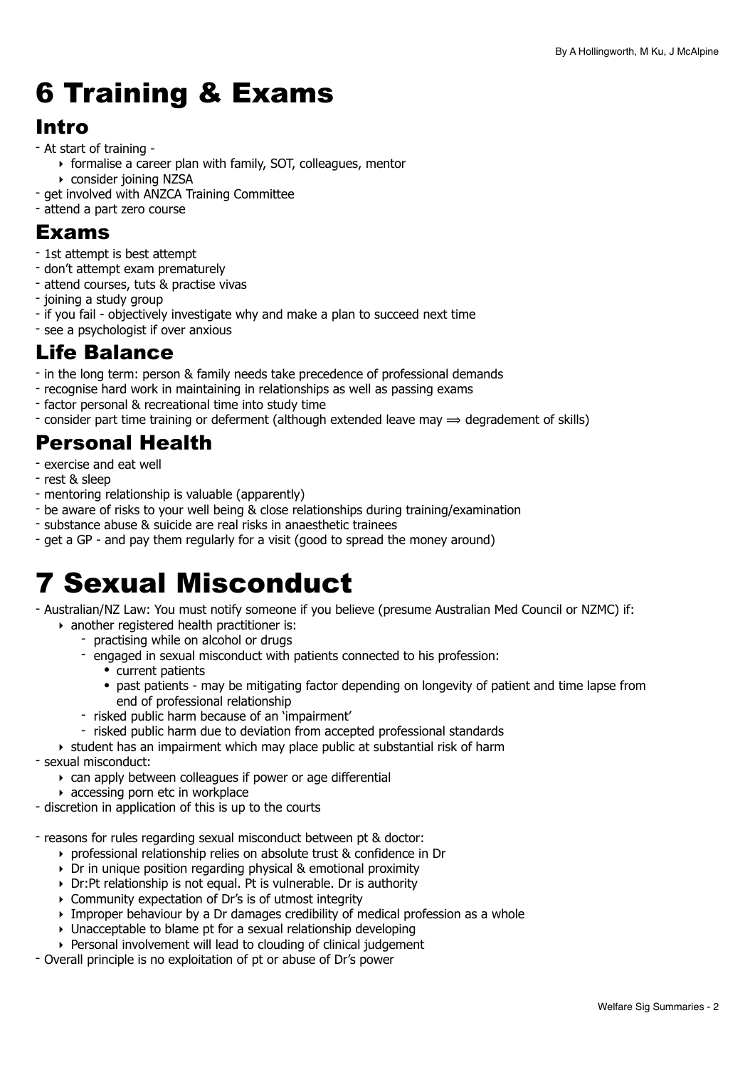# 6 Training & Exams

## Intro

- At start of training -
  - formalise a career plan with family, SOT, colleagues, mentor
  - consider joining NZSA
- get involved with ANZCA Training Committee
- attend a part zero course

## Exams

- 1st attempt is best attempt
- don't attempt exam prematurely
- attend courses, tuts & practise vivas
- joining a study group
- if you fail - objectively investigate why and make a plan to succeed next time
- see a psychologist if over anxious

## Life Balance

- in the long term: person & family needs take precedence of professional demands
- recognise hard work in maintaining in relationships as well as passing exams
- factor personal & recreational time into study time
- consider part time training or deferment (although extended leave may $\Longrightarrow$ degradement of skills)

## Personal Health

- exercise and eat well
- rest & sleep
- mentoring relationship is valuable (apparently)
- be aware of risks to your well being & close relationships during training/examination
- substance abuse & suicide are real risks in anaesthetic trainees
- get a GP - and pay them regularly for a visit (good to spread the money around)

# 7 Sexual Misconduct

- Australian/NZ Law: You must notify someone if you believe (presume Australian Med Council or NZMC) if:
  - another registered health practitioner is:
    - practising while on alcohol or drugs
    - engaged in sexual misconduct with patients connected to his profession:
      - current patients
      - past patients - may be mitigating factor depending on longevity of patient and time lapse from end of professional relationship
    - risked public harm because of an 'impairment'
    - risked public harm due to deviation from accepted professional standards
  - student has an impairment which may place public at substantial risk of harm
- sexual misconduct:
  - can apply between colleagues if power or age differential
  - accessing porn etc in workplace
- discretion in application of this is up to the courts

- reasons for rules regarding sexual misconduct between pt & doctor:
  - professional relationship relies on absolute trust & confidence in Dr
  - Dr in unique position regarding physical & emotional proximity
  - Dr:Pt relationship is not equal. Pt is vulnerable. Dr is authority
  - Community expectation of Dr's is of utmost integrity
  - Improper behaviour by a Dr damages credibility of medical profession as a whole
  - Unacceptable to blame pt for a sexual relationship developing
  - Personal involvement will lead to clouding of clinical judgement
- Overall principle is no exploitation of pt or abuse of Dr's power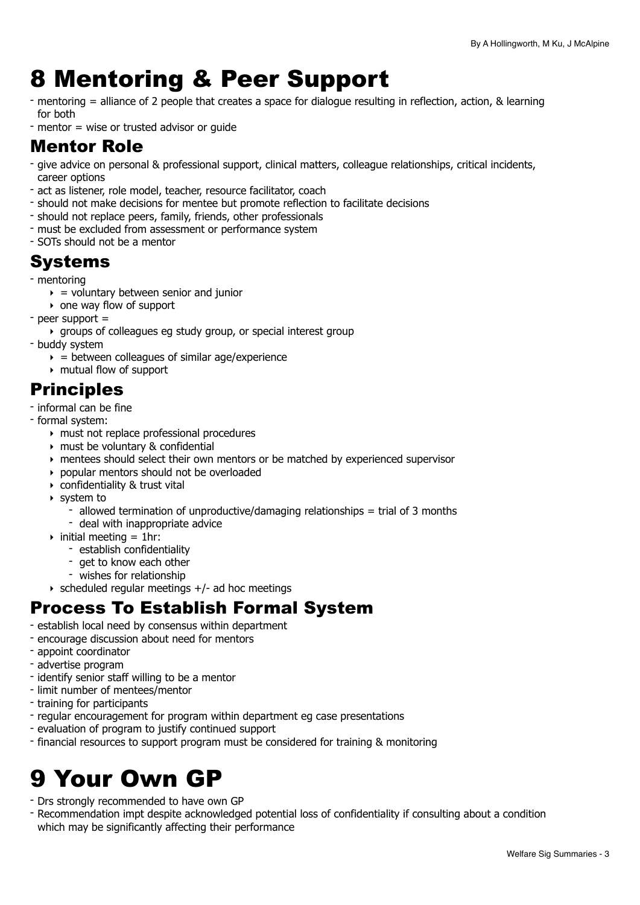# 8 Mentoring & Peer Support

- mentoring = alliance of 2 people that creates a space for dialogue resulting in reflection, action, & learning for both
- mentor = wise or trusted advisor or guide

## Mentor Role

- give advice on personal & professional support, clinical matters, colleague relationships, critical incidents, career options
- act as listener, role model, teacher, resource facilitator, coach
- should not make decisions for mentee but promote reflection to facilitate decisions
- should not replace peers, family, friends, other professionals
- must be excluded from assessment or performance system
- SOTs should not be a mentor

## Systems

- mentoring
    - = voluntary between senior and junior
    - one way flow of support
- peer support =
    - groups of colleagues eg study group, or special interest group
- buddy system
    - = between colleagues of similar age/experience
    - mutual flow of support

## Principles

- informal can be fine
- formal system:
    - must not replace professional procedures
    - must be voluntary & confidential
    - mentees should select their own mentors or be matched by experienced supervisor
    - popular mentors should not be overloaded
    - confidentiality & trust vital
    - system to
        - allowed termination of unproductive/damaging relationships = trial of 3 months
        - deal with inappropriate advice
    - initial meeting = 1hr:
        - establish confidentiality
        - get to know each other
        - wishes for relationship
    - scheduled regular meetings +/- ad hoc meetings

## Process To Establish Formal System

- establish local need by consensus within department
- encourage discussion about need for mentors
- appoint coordinator
- advertise program
- identify senior staff willing to be a mentor
- limit number of mentees/mentor
- training for participants
- regular encouragement for program within department eg case presentations
- evaluation of program to justify continued support
- financial resources to support program must be considered for training & monitoring

# 9 Your Own GP

- Drs strongly recommended to have own GP
- Recommendation impt despite acknowledged potential loss of confidentiality if consulting about a condition which may be significantly affecting their performance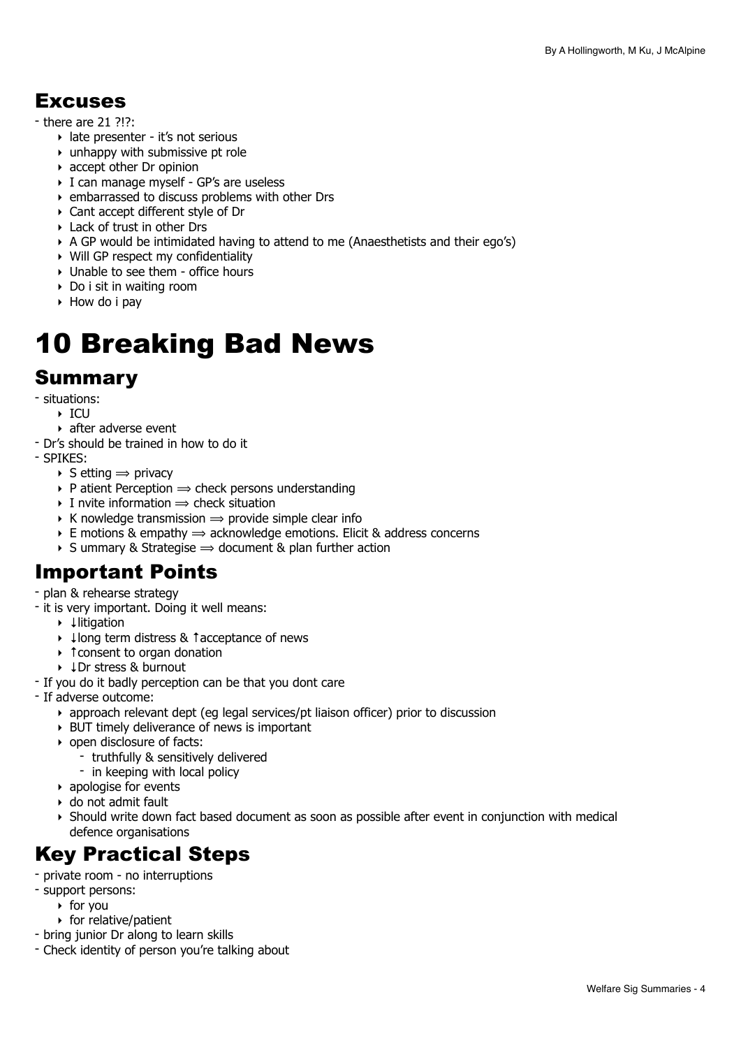## Excuses

- there are 21 ?!?:
  - late presenter - it's not serious
  - unhappy with submissive pt role
  - accept other Dr opinion
  - I can manage myself - GP's are useless
  - embarrassed to discuss problems with other Drs
  - Cant accept different style of Dr
  - Lack of trust in other Drs
  - A GP would be intimidated having to attend to me (Anaesthetists and their ego's)
  - Will GP respect my confidentiality
  - Unable to see them - office hours
  - Do i sit in waiting room
  - How do i pay

# 10 Breaking Bad News

## Summary

- situations:
  - ICU
  - after adverse event
- Dr's should be trained in how to do it
- SPIKES:
  - S etting ⟹ privacy
  - P atient Perception ⟹ check persons understanding
  - I nvite information ⟹ check situation
  - K nowledge transmission ⟹ provide simple clear info
  - E motions & empathy ⟹ acknowledge emotions. Elicit & address concerns
  - S ummary & Strategise ⟹ document & plan further action

## Important Points

- plan & rehearse strategy
- it is very important. Doing it well means:
  - ↓litigation
  - ↓long term distress & ↑acceptance of news
  - ↑consent to organ donation
  - ↓Dr stress & burnout
- If you do it badly perception can be that you dont care
- If adverse outcome:
  - approach relevant dept (eg legal services/pt liaison officer) prior to discussion
  - BUT timely deliverance of news is important
  - open disclosure of facts:
    - truthfully & sensitively delivered
    - in keeping with local policy
  - apologise for events
  - do not admit fault
  - Should write down fact based document as soon as possible after event in conjunction with medical defence organisations

## Key Practical Steps

- private room - no interruptions
- support persons:
  - for you
  - for relative/patient
- bring junior Dr along to learn skills
- Check identity of person you're talking about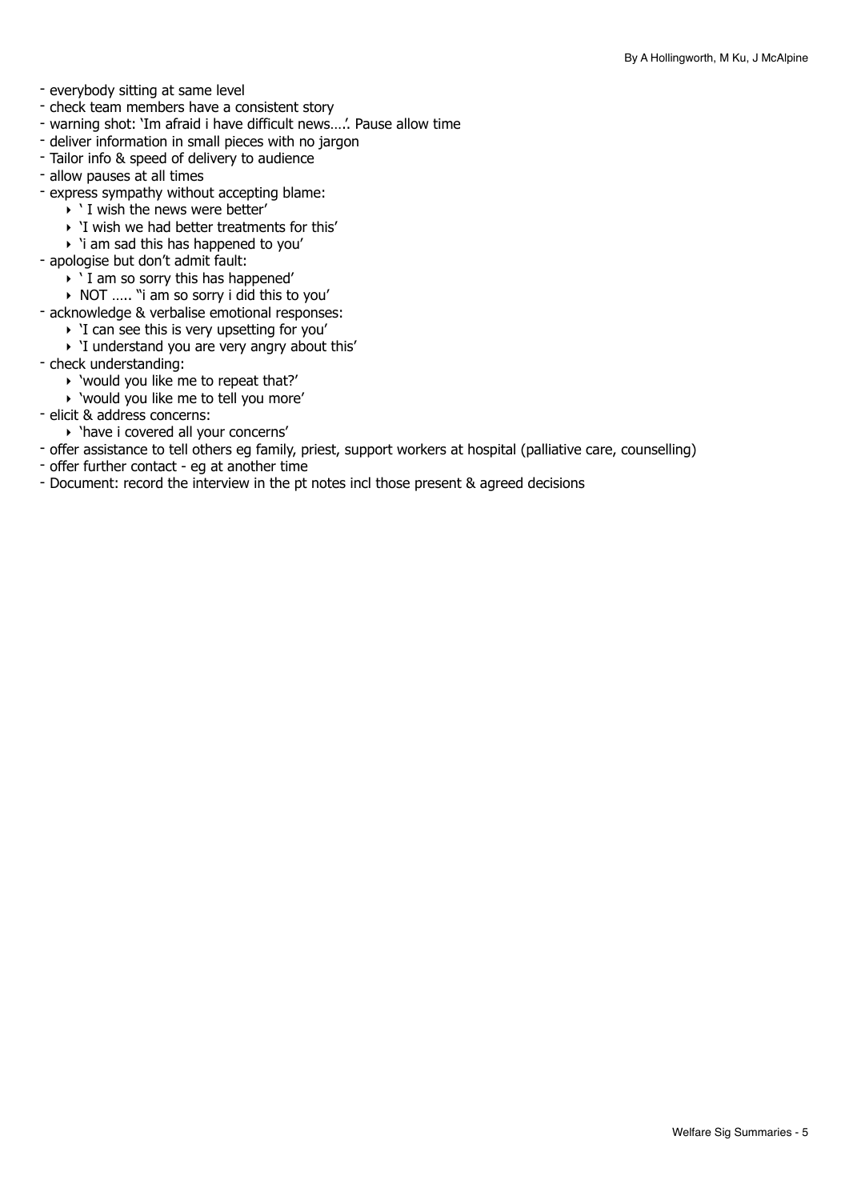- everybody sitting at same level
- check team members have a consistent story
- warning shot: 'Im afraid i have difficult news….'. Pause allow time
- deliver information in small pieces with no jargon
- Tailor info & speed of delivery to audience
- allow pauses at all times
- express sympathy without accepting blame:
  - ' I wish the news were better'
  - 'I wish we had better treatments for this'
  - 'i am sad this has happened to you'
- apologise but don't admit fault:
  - ' I am so sorry this has happened'
  - NOT ….. "i am so sorry i did this to you'
- acknowledge & verbalise emotional responses:
  - 'I can see this is very upsetting for you'
  - 'I understand you are very angry about this'
- check understanding:
  - 'would you like me to repeat that?'
  - 'would you like me to tell you more'
- elicit & address concerns:
  - 'have i covered all your concerns'
- offer assistance to tell others eg family, priest, support workers at hospital (palliative care, counselling)
- offer further contact - eg at another time
- Document: record the interview in the pt notes incl those present & agreed decisions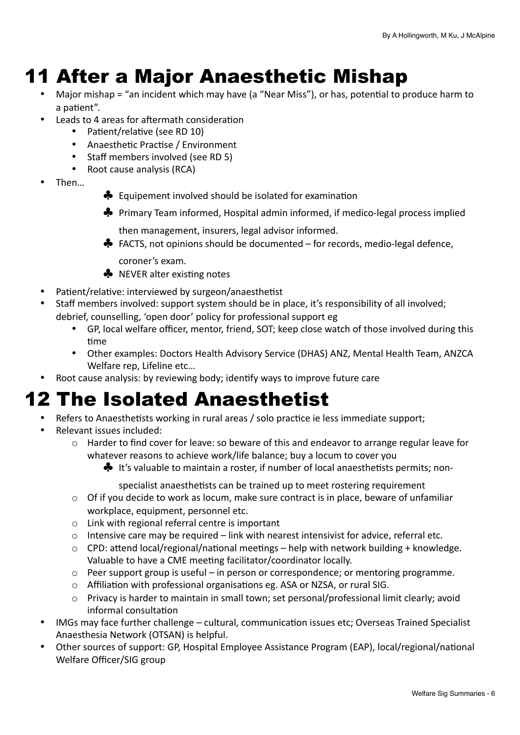# 11 After a Major Anaesthetic Mishap

- Major mishap = "an incident which may have (a "Near Miss"), or has, potential to produce harm to a patient".
- Leads to 4 areas for aftermath consideration
  - Patient/relative (see RD 10)
  - Anaesthetic Practise / Environment
  - Staff members involved (see RD 5)
  - Root cause analysis (RCA)
- Then…
  - ♣ Equipement involved should be isolated for examination
  - ♣ Primary Team informed, Hospital admin informed, if medico-legal process implied then management, insurers, legal advisor informed.
  - ♣ FACTS, not opinions should be documented – for records, medio-legal defence, coroner's exam.
  - ♣ NEVER alter existing notes
- Patient/relative: interviewed by surgeon/anaesthetist
- Staff members involved: support system should be in place, it's responsibility of all involved; debrief, counselling, 'open door' policy for professional support eg
  - GP, local welfare officer, mentor, friend, SOT; keep close watch of those involved during this time
  - Other examples: Doctors Health Advisory Service (DHAS) ANZ, Mental Health Team, ANZCA Welfare rep, Lifeline etc…
- Root cause analysis: by reviewing body; identify ways to improve future care

# 12 The Isolated Anaesthetist

- Refers to Anaesthetists working in rural areas / solo practice ie less immediate support;
- Relevant issues included:
  - Harder to find cover for leave: so beware of this and endeavor to arrange regular leave for whatever reasons to achieve work/life balance; buy a locum to cover you
    - ♣ It's valuable to maintain a roster, if number of local anaesthetists permits; non-specialist anaesthetists can be trained up to meet rostering requirement
  - Of if you decide to work as locum, make sure contract is in place, beware of unfamiliar workplace, equipment, personnel etc.
  - Link with regional referral centre is important
  - Intensive care may be required – link with nearest intensivist for advice, referral etc.
  - CPD: attend local/regional/national meetings – help with network building + knowledge. Valuable to have a CME meeting facilitator/coordinator locally.
  - Peer support group is useful – in person or correspondence; or mentoring programme.
  - Affiliation with professional organisations eg. ASA or NZSA, or rural SIG.
  - Privacy is harder to maintain in small town; set personal/professional limit clearly; avoid informal consultation
- IMGs may face further challenge – cultural, communication issues etc; Overseas Trained Specialist Anaesthesia Network (OTSAN) is helpful.
- Other sources of support: GP, Hospital Employee Assistance Program (EAP), local/regional/national Welfare Officer/SIG group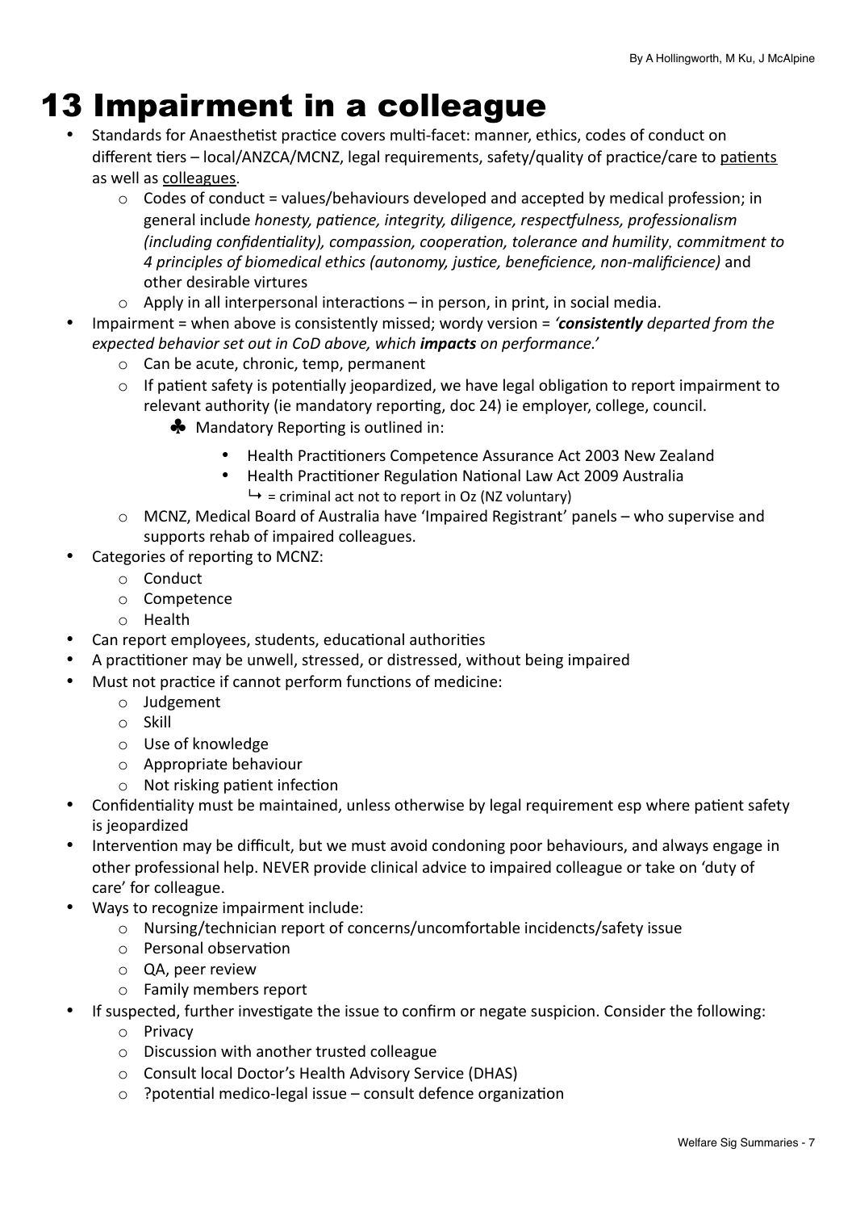# 13 Impairment in a colleague

- Standards for Anaesthetist practice covers multi-facet: manner, ethics, codes of conduct on different tiers – local/ANZCA/MCNZ, legal requirements, safety/quality of practice/care to patients as well as colleagues.
    - Codes of conduct = values/behaviours developed and accepted by medical profession; in general include *honesty, patience, integrity, diligence, respectfulness, professionalism (including confidentiality), compassion, cooperation, tolerance and humility*, *commitment to 4 principles of biomedical ethics (autonomy, justice, beneficience, non-malificience)* and other desirable virtures
    - Apply in all interpersonal interactions – in person, in print, in social media.
- Impairment = when above is consistently missed; wordy version = *'**consistently** departed from the expected behavior set out in CoD above, which **impacts** on performance.'*
    - Can be acute, chronic, temp, permanent
    - If patient safety is potentially jeopardized, we have legal obligation to report impairment to relevant authority (ie mandatory reporting, doc 24) ie employer, college, council.
        - ♣ Mandatory Reporting is outlined in:
            - Health Practitioners Competence Assurance Act 2003 New Zealand
            - Health Practitioner Regulation National Law Act 2009 Australia
              ↳ = criminal act not to report in Oz (NZ voluntary)
    - MCNZ, Medical Board of Australia have 'Impaired Registrant' panels – who supervise and supports rehab of impaired colleagues.
- Categories of reporting to MCNZ:
    - Conduct
    - Competence
    - Health
- Can report employees, students, educational authorities
- A practitioner may be unwell, stressed, or distressed, without being impaired
- Must not practice if cannot perform functions of medicine:
    - Judgement
    - Skill
    - Use of knowledge
    - Appropriate behaviour
    - Not risking patient infection
- Confidentiality must be maintained, unless otherwise by legal requirement esp where patient safety is jeopardized
- Intervention may be difficult, but we must avoid condoning poor behaviours, and always engage in other professional help. NEVER provide clinical advice to impaired colleague or take on 'duty of care' for colleague.
- Ways to recognize impairment include:
    - Nursing/technician report of concerns/uncomfortable incidencts/safety issue
    - Personal observation
    - QA, peer review
    - Family members report
- If suspected, further investigate the issue to confirm or negate suspicion. Consider the following:
    - Privacy
    - Discussion with another trusted colleague
    - Consult local Doctor's Health Advisory Service (DHAS)
    - ?potential medico-legal issue – consult defence organization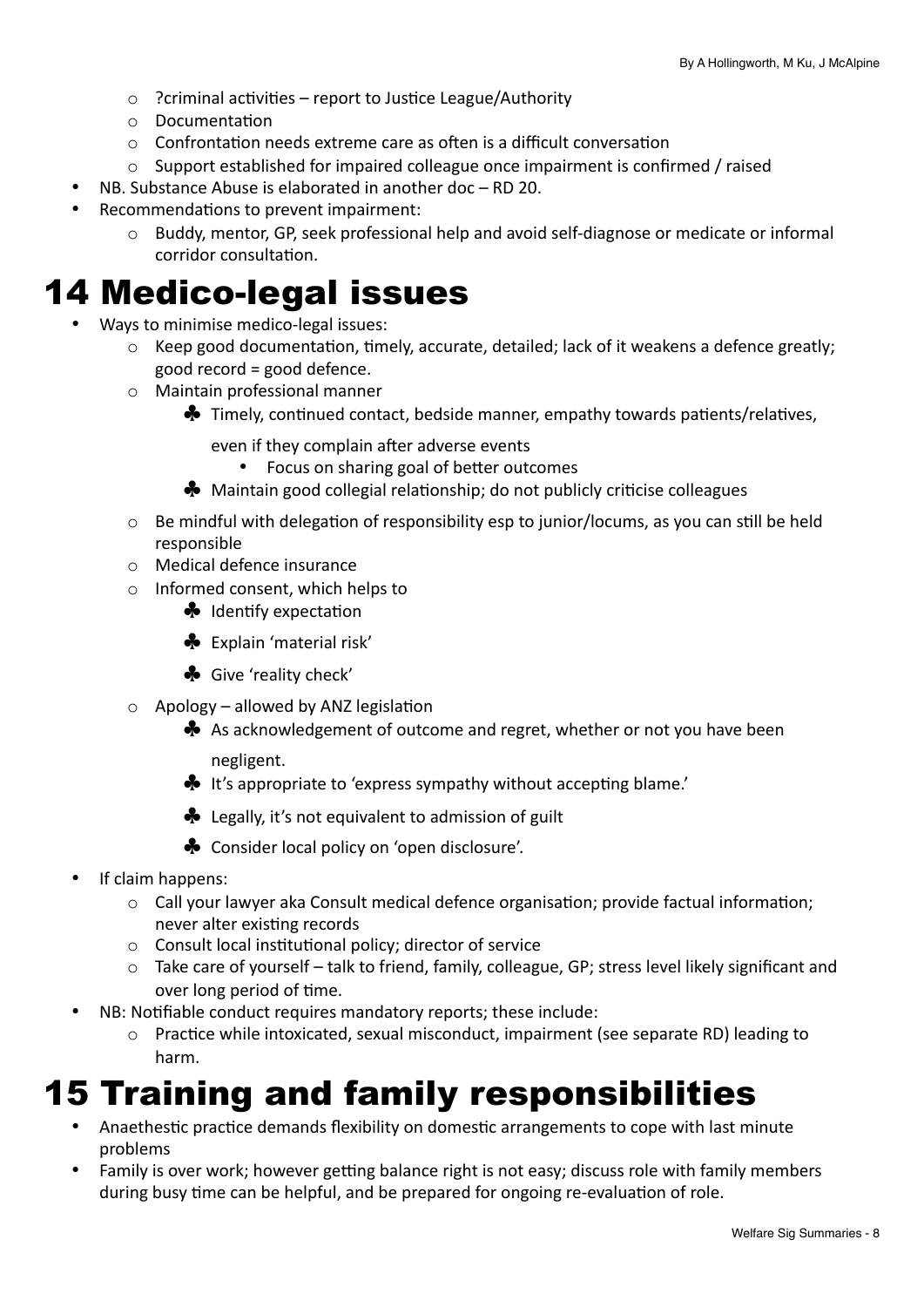- ?criminal activities – report to Justice League/Authority
    - Documentation
    - Confrontation needs extreme care as often is a difficult conversation
    - Support established for impaired colleague once impairment is confirmed / raised
- NB. Substance Abuse is elaborated in another doc – RD 20.
- Recommendations to prevent impairment:
    - Buddy, mentor, GP, seek professional help and avoid self-diagnose or medicate or informal corridor consultation.

# 14 Medico-legal issues

- Ways to minimise medico-legal issues:
    - Keep good documentation, timely, accurate, detailed; lack of it weakens a defence greatly; good record = good defence.
    - Maintain professional manner
        - ♣ Timely, continued contact, bedside manner, empathy towards patients/relatives, even if they complain after adverse events
            - Focus on sharing goal of better outcomes
        - ♣ Maintain good collegial relationship; do not publicly criticise colleagues
    - Be mindful with delegation of responsibility esp to junior/locums, as you can still be held responsible
    - Medical defence insurance
    - Informed consent, which helps to
        - ♣ Identify expectation
        - ♣ Explain 'material risk'
        - ♣ Give 'reality check'
    - Apology – allowed by ANZ legislation
        - ♣ As acknowledgement of outcome and regret, whether or not you have been negligent.
        - ♣ It's appropriate to 'express sympathy without accepting blame.'
        - ♣ Legally, it's not equivalent to admission of guilt
        - ♣ Consider local policy on 'open disclosure'.
- If claim happens:
    - Call your lawyer aka Consult medical defence organisation; provide factual information; never alter existing records
    - Consult local institutional policy; director of service
    - Take care of yourself – talk to friend, family, colleague, GP; stress level likely significant and over long period of time.
- NB: Notifiable conduct requires mandatory reports; these include:
    - Practice while intoxicated, sexual misconduct, impairment (see separate RD) leading to harm.

# 15 Training and family responsibilities

- Anaethestic practice demands flexibility on domestic arrangements to cope with last minute problems
- Family is over work; however getting balance right is not easy; discuss role with family members during busy time can be helpful, and be prepared for ongoing re-evaluation of role.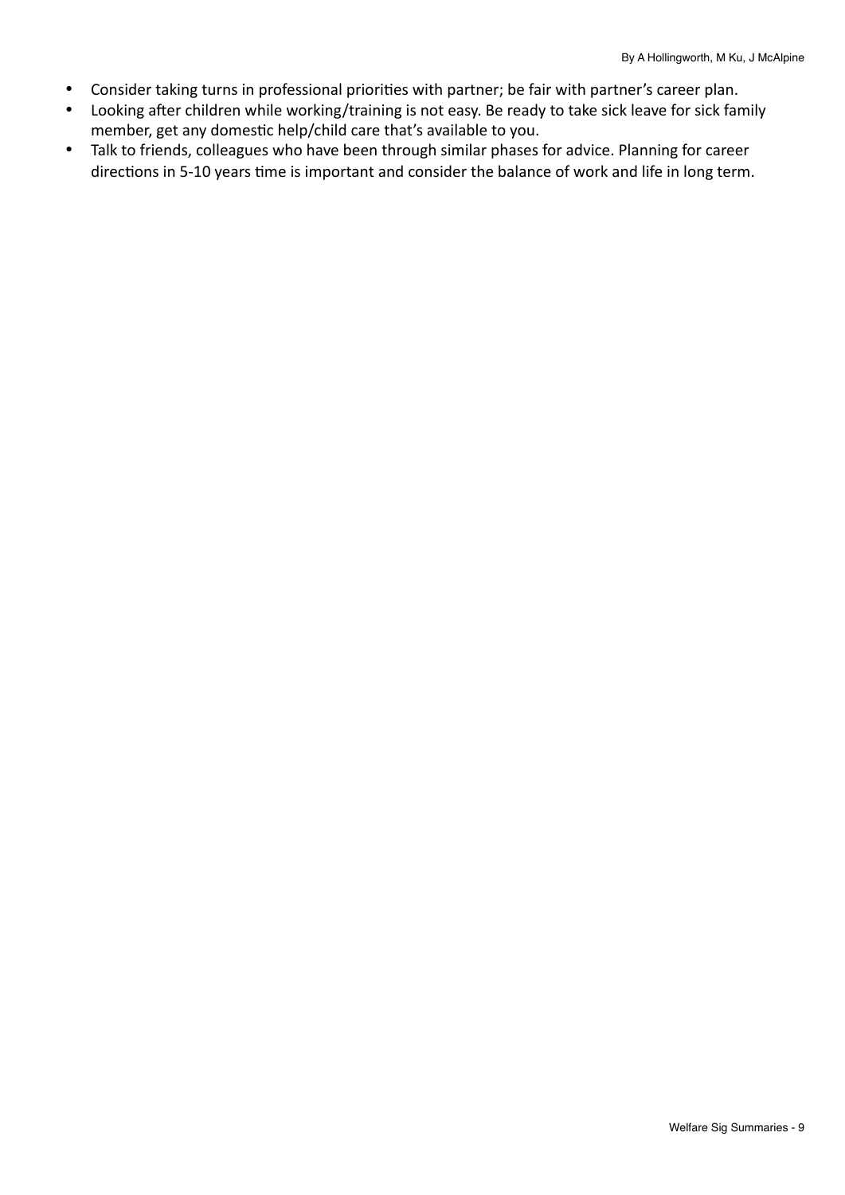- Consider taking turns in professional priorities with partner; be fair with partner's career plan.
- Looking after children while working/training is not easy. Be ready to take sick leave for sick family member, get any domestic help/child care that's available to you.
- Talk to friends, colleagues who have been through similar phases for advice. Planning for career directions in 5-10 years time is important and consider the balance of work and life in long term.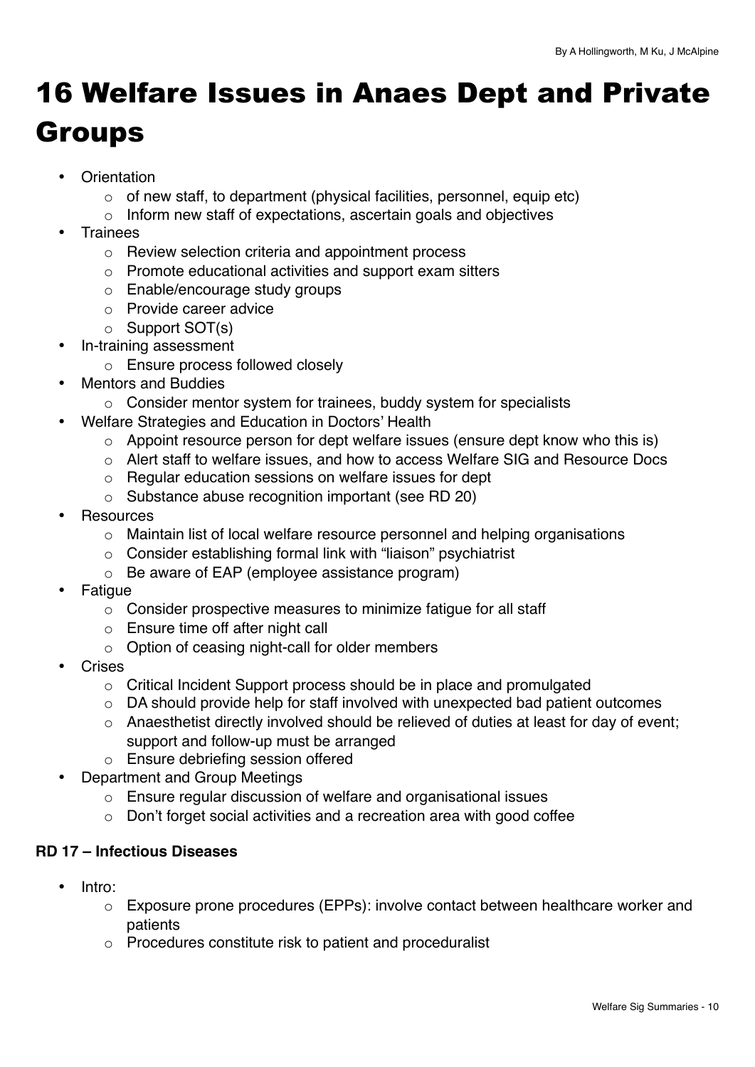# 16 Welfare Issues in Anaes Dept and Private Groups

- Orientation
  - of new staff, to department (physical facilities, personnel, equip etc)
  - Inform new staff of expectations, ascertain goals and objectives
- Trainees
  - Review selection criteria and appointment process
  - Promote educational activities and support exam sitters
  - Enable/encourage study groups
  - Provide career advice
  - Support SOT(s)
- In-training assessment
  - Ensure process followed closely
- Mentors and Buddies
  - Consider mentor system for trainees, buddy system for specialists
- Welfare Strategies and Education in Doctors' Health
  - Appoint resource person for dept welfare issues (ensure dept know who this is)
  - Alert staff to welfare issues, and how to access Welfare SIG and Resource Docs
  - Regular education sessions on welfare issues for dept
  - Substance abuse recognition important (see RD 20)
- Resources
  - Maintain list of local welfare resource personnel and helping organisations
  - Consider establishing formal link with "liaison" psychiatrist
  - Be aware of EAP (employee assistance program)
- Fatigue
  - Consider prospective measures to minimize fatigue for all staff
  - Ensure time off after night call
  - Option of ceasing night-call for older members
- Crises
  - Critical Incident Support process should be in place and promulgated
  - DA should provide help for staff involved with unexpected bad patient outcomes
  - Anaesthetist directly involved should be relieved of duties at least for day of event; support and follow-up must be arranged
  - Ensure debriefing session offered
- Department and Group Meetings
  - Ensure regular discussion of welfare and organisational issues
  - Don't forget social activities and a recreation area with good coffee

**RD 17 – Infectious Diseases**

- Intro:
  - Exposure prone procedures (EPPs): involve contact between healthcare worker and patients
  - Procedures constitute risk to patient and proceduralist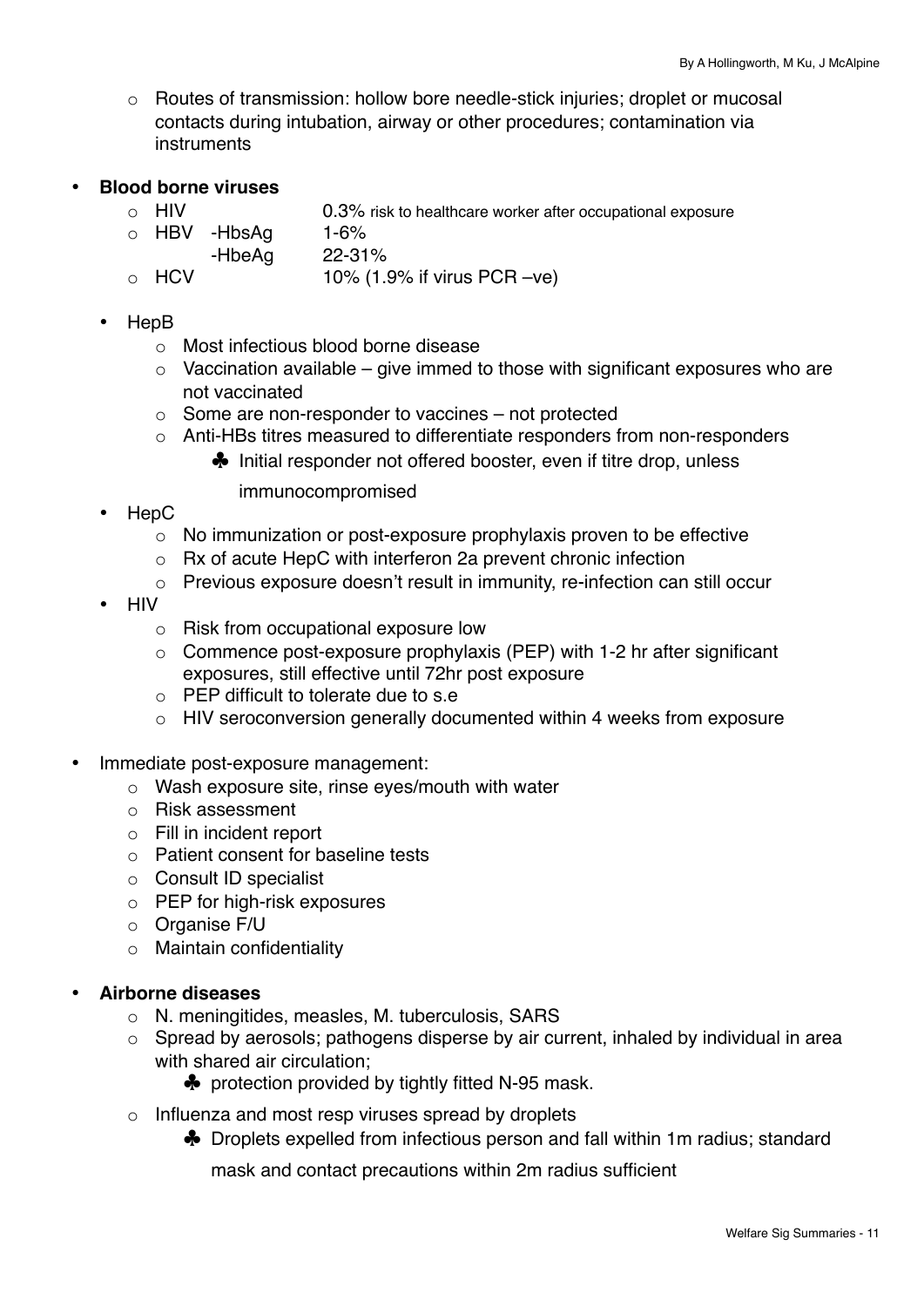- Routes of transmission: hollow bore needle-stick injuries; droplet or mucosal contacts during intubation, airway or other procedures; contamination via instruments

- **Blood borne viruses**
  - HIV 0.3% risk to healthcare worker after occupational exposure
  - HBV -HbsAg 1-6%
    -HbeAg 22-31%
  - HCV 10% (1.9% if virus PCR –ve)

- HepB
  - Most infectious blood borne disease
  - Vaccination available – give immed to those with significant exposures who are not vaccinated
  - Some are non-responder to vaccines – not protected
  - Anti-HBs titres measured to differentiate responders from non-responders
    - ♣ Initial responder not offered booster, even if titre drop, unless immunocompromised
- HepC
  - No immunization or post-exposure prophylaxis proven to be effective
  - Rx of acute HepC with interferon 2a prevent chronic infection
  - Previous exposure doesn't result in immunity, re-infection can still occur
- HIV
  - Risk from occupational exposure low
  - Commence post-exposure prophylaxis (PEP) with 1-2 hr after significant exposures, still effective until 72hr post exposure
  - PEP difficult to tolerate due to s.e
  - HIV seroconversion generally documented within 4 weeks from exposure

- Immediate post-exposure management:
  - Wash exposure site, rinse eyes/mouth with water
  - Risk assessment
  - Fill in incident report
  - Patient consent for baseline tests
  - Consult ID specialist
  - PEP for high-risk exposures
  - Organise F/U
  - Maintain confidentiality

- **Airborne diseases**
  - N. meningitides, measles, M. tuberculosis, SARS
  - Spread by aerosols; pathogens disperse by air current, inhaled by individual in area with shared air circulation;
    - ♣ protection provided by tightly fitted N-95 mask.
  - Influenza and most resp viruses spread by droplets
    - ♣ Droplets expelled from infectious person and fall within 1m radius; standard mask and contact precautions within 2m radius sufficient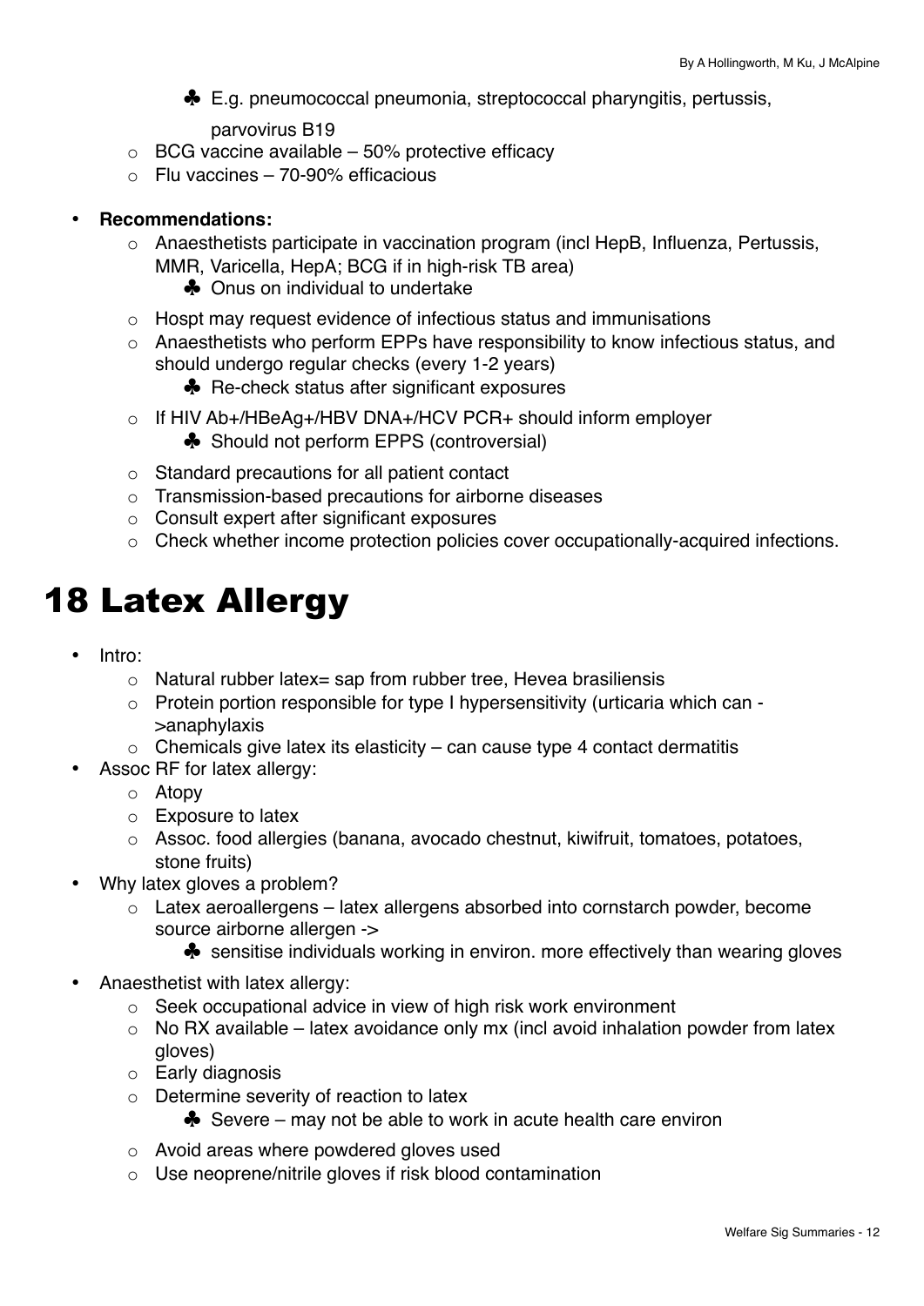- E.g. pneumococcal pneumonia, streptococcal pharyngitis, pertussis, parvovirus B19
  - BCG vaccine available – 50% protective efficacy
  - Flu vaccines – 70-90% efficacious

- **Recommendations:**
  - Anaesthetists participate in vaccination program (incl HepB, Influenza, Pertussis, MMR, Varicella, HepA; BCG if in high-risk TB area)
    - Onus on individual to undertake
  - Hospt may request evidence of infectious status and immunisations
  - Anaesthetists who perform EPPs have responsibility to know infectious status, and should undergo regular checks (every 1-2 years)
    - Re-check status after significant exposures
  - If HIV Ab+/HBeAg+/HBV DNA+/HCV PCR+ should inform employer
    - Should not perform EPPS (controversial)
  - Standard precautions for all patient contact
  - Transmission-based precautions for airborne diseases
  - Consult expert after significant exposures
  - Check whether income protection policies cover occupationally-acquired infections.

# 18 Latex Allergy

- Intro:
  - Natural rubber latex= sap from rubber tree, Hevea brasiliensis
  - Protein portion responsible for type I hypersensitivity (urticaria which can ->anaphylaxis
  - Chemicals give latex its elasticity – can cause type 4 contact dermatitis
- Assoc RF for latex allergy:
  - Atopy
  - Exposure to latex
  - Assoc. food allergies (banana, avocado chestnut, kiwifruit, tomatoes, potatoes, stone fruits)
- Why latex gloves a problem?
  - Latex aeroallergens – latex allergens absorbed into cornstarch powder, become source airborne allergen ->
    - sensitise individuals working in environ. more effectively than wearing gloves
- Anaesthetist with latex allergy:
  - Seek occupational advice in view of high risk work environment
  - No RX available – latex avoidance only mx (incl avoid inhalation powder from latex gloves)
  - Early diagnosis
  - Determine severity of reaction to latex
    - Severe – may not be able to work in acute health care environ
  - Avoid areas where powdered gloves used
  - Use neoprene/nitrile gloves if risk blood contamination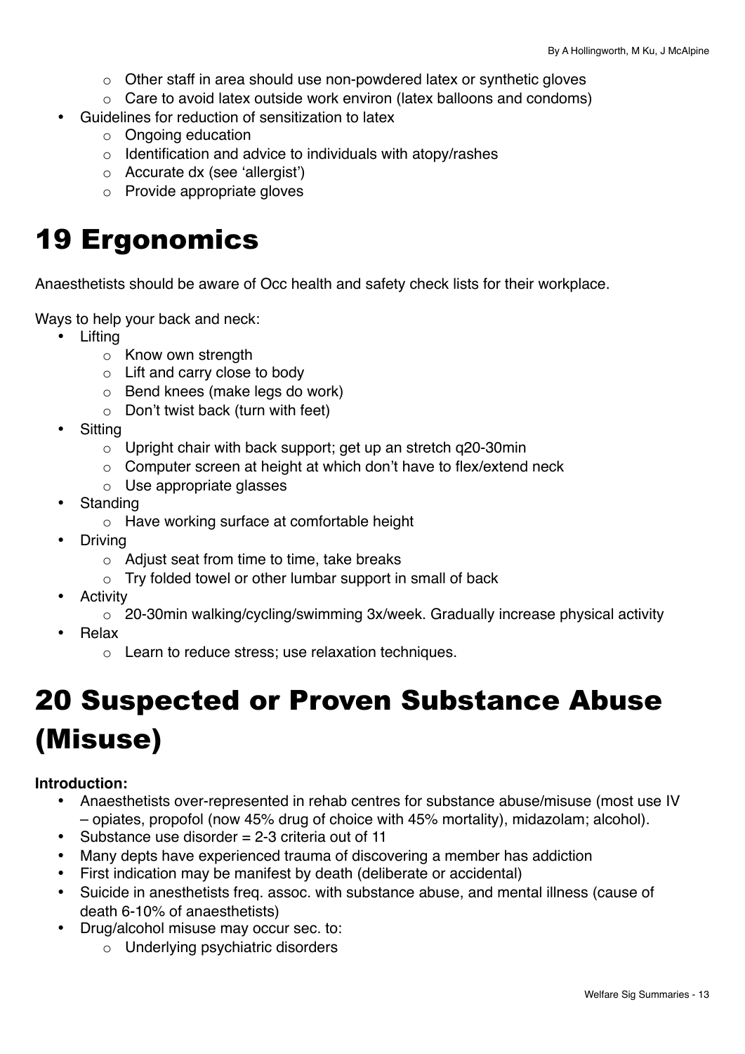- Other staff in area should use non-powdered latex or synthetic gloves
- Care to avoid latex outside work environ (latex balloons and condoms)
- Guidelines for reduction of sensitization to latex
  - Ongoing education
  - Identification and advice to individuals with atopy/rashes
  - Accurate dx (see 'allergist')
  - Provide appropriate gloves

# 19 Ergonomics

Anaesthetists should be aware of Occ health and safety check lists for their workplace.

Ways to help your back and neck:

- Lifting
  - Know own strength
  - Lift and carry close to body
  - Bend knees (make legs do work)
  - Don't twist back (turn with feet)
- Sitting
  - Upright chair with back support; get up an stretch q20-30min
  - Computer screen at height at which don't have to flex/extend neck
  - Use appropriate glasses
- Standing
  - Have working surface at comfortable height
- Driving
  - Adjust seat from time to time, take breaks
  - Try folded towel or other lumbar support in small of back
- Activity
  - 20-30min walking/cycling/swimming 3x/week. Gradually increase physical activity
- Relax
  - Learn to reduce stress; use relaxation techniques.

# 20 Suspected or Proven Substance Abuse (Misuse)

**Introduction:**

- Anaesthetists over-represented in rehab centres for substance abuse/misuse (most use IV – opiates, propofol (now 45% drug of choice with 45% mortality), midazolam; alcohol).
- Substance use disorder = 2-3 criteria out of 11
- Many depts have experienced trauma of discovering a member has addiction
- First indication may be manifest by death (deliberate or accidental)
- Suicide in anesthetists freq. assoc. with substance abuse, and mental illness (cause of death 6-10% of anaesthetists)
- Drug/alcohol misuse may occur sec. to:
  - Underlying psychiatric disorders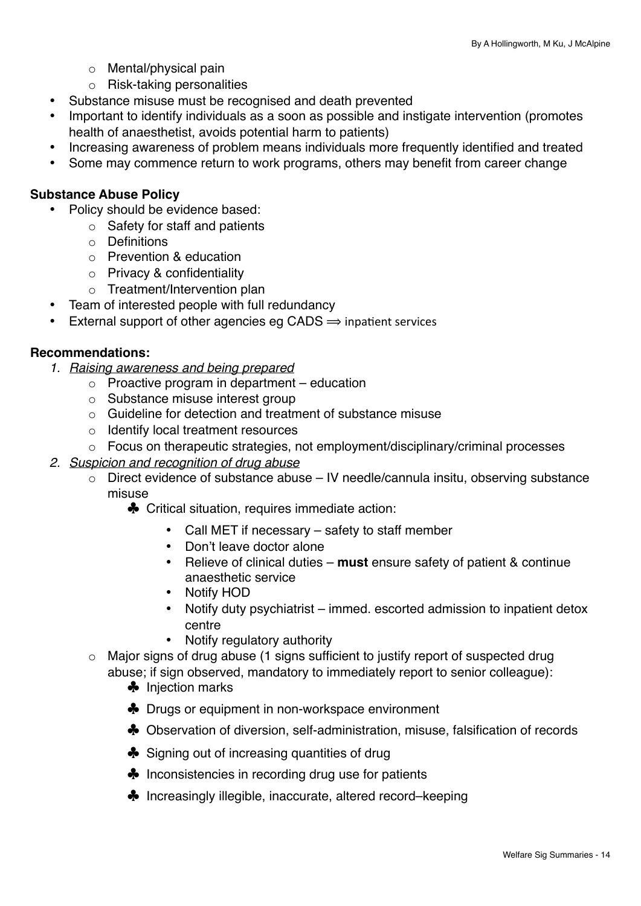- Mental/physical pain
  - Risk-taking personalities
- Substance misuse must be recognised and death prevented
- Important to identify individuals as a soon as possible and instigate intervention (promotes health of anaesthetist, avoids potential harm to patients)
- Increasing awareness of problem means individuals more frequently identified and treated
- Some may commence return to work programs, others may benefit from career change

**Substance Abuse Policy**

- Policy should be evidence based:
  - Safety for staff and patients
  - Definitions
  - Prevention & education
  - Privacy & confidentiality
  - Treatment/Intervention plan
- Team of interested people with full redundancy
- External support of other agencies eg CADS ⟹ inpatient services

**Recommendations:**

1. *Raising awareness and being prepared*
   - Proactive program in department – education
   - Substance misuse interest group
   - Guideline for detection and treatment of substance misuse
   - Identify local treatment resources
   - Focus on therapeutic strategies, not employment/disciplinary/criminal processes
2. *Suspicion and recognition of drug abuse*
   - Direct evidence of substance abuse – IV needle/cannula insitu, observing substance misuse
     - Critical situation, requires immediate action:
       - Call MET if necessary – safety to staff member
       - Don't leave doctor alone
       - Relieve of clinical duties – **must** ensure safety of patient & continue anaesthetic service
       - Notify HOD
       - Notify duty psychiatrist – immed. escorted admission to inpatient detox centre
       - Notify regulatory authority
   - Major signs of drug abuse (1 signs sufficient to justify report of suspected drug abuse; if sign observed, mandatory to immediately report to senior colleague):
     - Injection marks
     - Drugs or equipment in non-workspace environment
     - Observation of diversion, self-administration, misuse, falsification of records
     - Signing out of increasing quantities of drug
     - Inconsistencies in recording drug use for patients
     - Increasingly illegible, inaccurate, altered record–keeping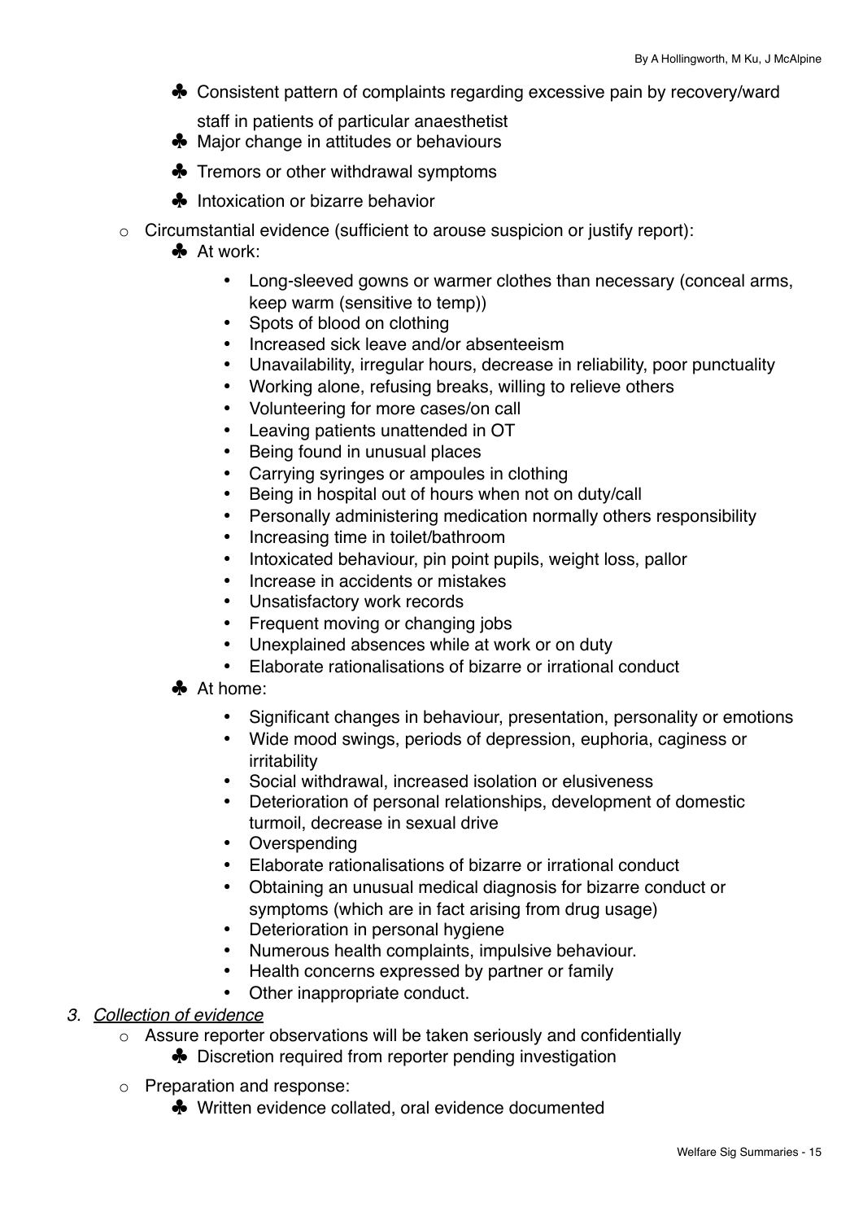- Consistent pattern of complaints regarding excessive pain by recovery/ward staff in patients of particular anaesthetist
    - Major change in attitudes or behaviours
    - Tremors or other withdrawal symptoms
    - Intoxication or bizarre behavior
  - Circumstantial evidence (sufficient to arouse suspicion or justify report):
    - At work:
      - Long-sleeved gowns or warmer clothes than necessary (conceal arms, keep warm (sensitive to temp))
      - Spots of blood on clothing
      - Increased sick leave and/or absenteeism
      - Unavailability, irregular hours, decrease in reliability, poor punctuality
      - Working alone, refusing breaks, willing to relieve others
      - Volunteering for more cases/on call
      - Leaving patients unattended in OT
      - Being found in unusual places
      - Carrying syringes or ampoules in clothing
      - Being in hospital out of hours when not on duty/call
      - Personally administering medication normally others responsibility
      - Increasing time in toilet/bathroom
      - Intoxicated behaviour, pin point pupils, weight loss, pallor
      - Increase in accidents or mistakes
      - Unsatisfactory work records
      - Frequent moving or changing jobs
      - Unexplained absences while at work or on duty
      - Elaborate rationalisations of bizarre or irrational conduct
    - At home:
      - Significant changes in behaviour, presentation, personality or emotions
      - Wide mood swings, periods of depression, euphoria, caginess or irritability
      - Social withdrawal, increased isolation or elusiveness
      - Deterioration of personal relationships, development of domestic turmoil, decrease in sexual drive
      - Overspending
      - Elaborate rationalisations of bizarre or irrational conduct
      - Obtaining an unusual medical diagnosis for bizarre conduct or symptoms (which are in fact arising from drug usage)
      - Deterioration in personal hygiene
      - Numerous health complaints, impulsive behaviour.
      - Health concerns expressed by partner or family
      - Other inappropriate conduct.

3. *Collection of evidence*
  - Assure reporter observations will be taken seriously and confidentially
    - Discretion required from reporter pending investigation
  - Preparation and response:
    - Written evidence collated, oral evidence documented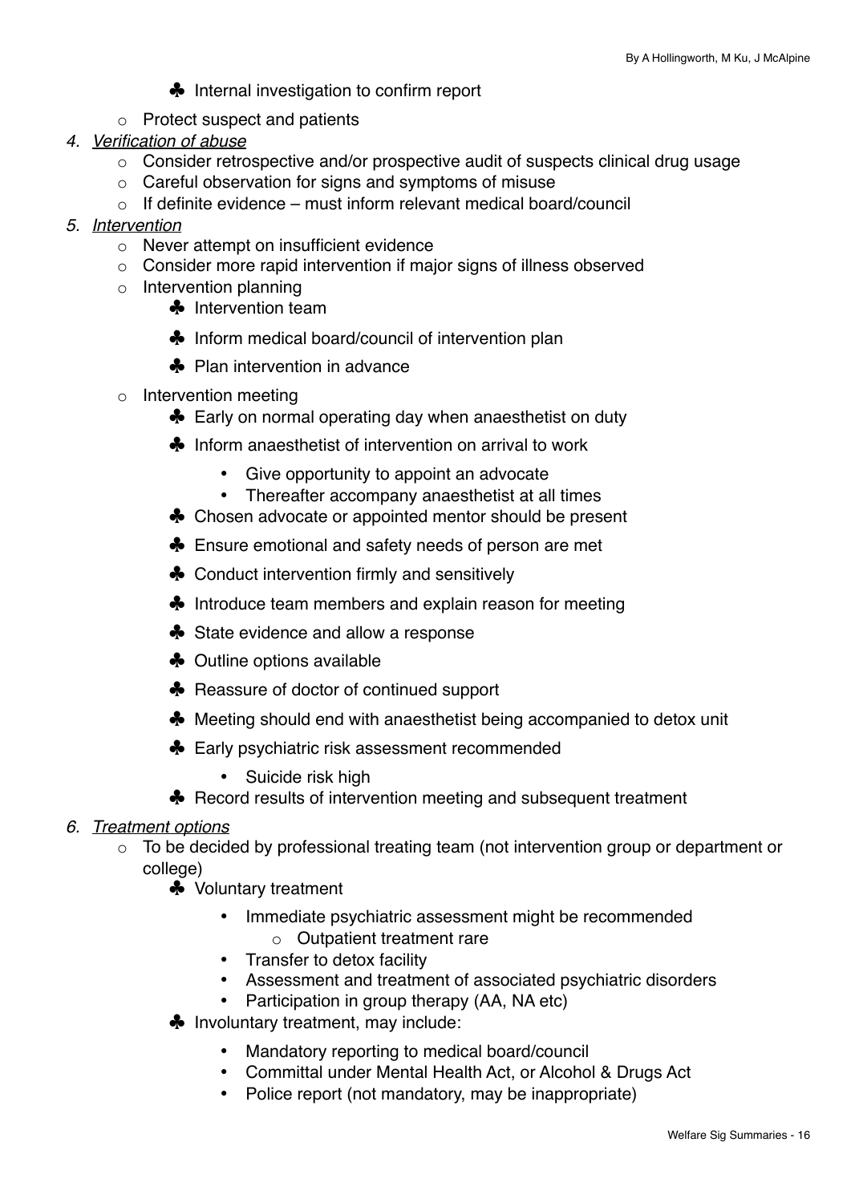- Internal investigation to confirm report
- Protect suspect and patients

4. *Verification of abuse*
    - Consider retrospective and/or prospective audit of suspects clinical drug usage
    - Careful observation for signs and symptoms of misuse
    - If definite evidence – must inform relevant medical board/council
5. *Intervention*
    - Never attempt on insufficient evidence
    - Consider more rapid intervention if major signs of illness observed
    - Intervention planning
        - Intervention team
        - Inform medical board/council of intervention plan
        - Plan intervention in advance
    - Intervention meeting
        - Early on normal operating day when anaesthetist on duty
        - Inform anaesthetist of intervention on arrival to work
            - Give opportunity to appoint an advocate
            - Thereafter accompany anaesthetist at all times
        - Chosen advocate or appointed mentor should be present
        - Ensure emotional and safety needs of person are met
        - Conduct intervention firmly and sensitively
        - Introduce team members and explain reason for meeting
        - State evidence and allow a response
        - Outline options available
        - Reassure of doctor of continued support
        - Meeting should end with anaesthetist being accompanied to detox unit
        - Early psychiatric risk assessment recommended
            - Suicide risk high
        - Record results of intervention meeting and subsequent treatment
6. *Treatment options*
    - To be decided by professional treating team (not intervention group or department or college)
        - Voluntary treatment
            - Immediate psychiatric assessment might be recommended
                - Outpatient treatment rare
            - Transfer to detox facility
            - Assessment and treatment of associated psychiatric disorders
            - Participation in group therapy (AA, NA etc)
        - Involuntary treatment, may include:
            - Mandatory reporting to medical board/council
            - Committal under Mental Health Act, or Alcohol & Drugs Act
            - Police report (not mandatory, may be inappropriate)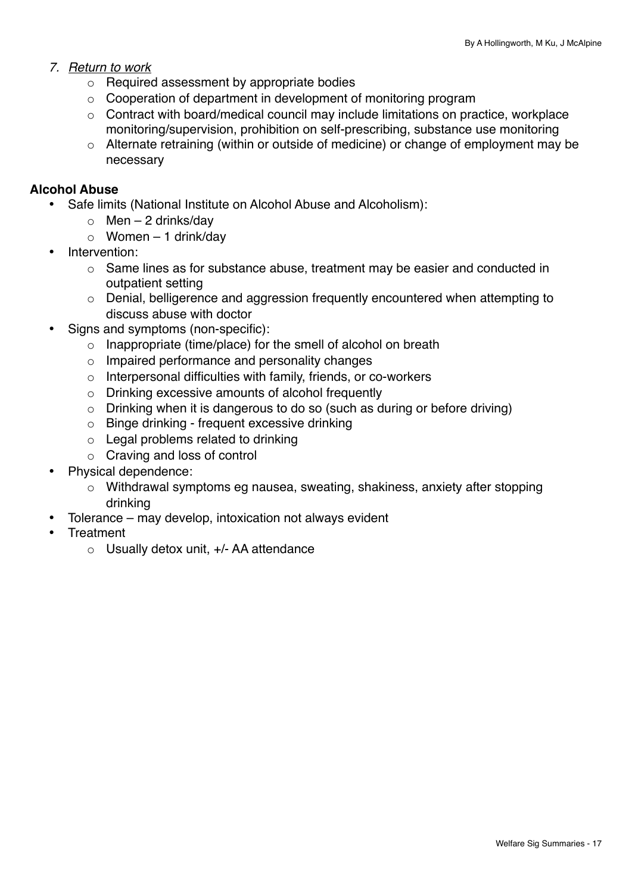7. *Return to work*
    - Required assessment by appropriate bodies
    - Cooperation of department in development of monitoring program
    - Contract with board/medical council may include limitations on practice, workplace monitoring/supervision, prohibition on self-prescribing, substance use monitoring
    - Alternate retraining (within or outside of medicine) or change of employment may be necessary

**Alcohol Abuse**

- Safe limits (National Institute on Alcohol Abuse and Alcoholism):
    - Men – 2 drinks/day
    - Women – 1 drink/day
- Intervention:
    - Same lines as for substance abuse, treatment may be easier and conducted in outpatient setting
    - Denial, belligerence and aggression frequently encountered when attempting to discuss abuse with doctor
- Signs and symptoms (non-specific):
    - Inappropriate (time/place) for the smell of alcohol on breath
    - Impaired performance and personality changes
    - Interpersonal difficulties with family, friends, or co-workers
    - Drinking excessive amounts of alcohol frequently
    - Drinking when it is dangerous to do so (such as during or before driving)
    - Binge drinking - frequent excessive drinking
    - Legal problems related to drinking
    - Craving and loss of control
- Physical dependence:
    - Withdrawal symptoms eg nausea, sweating, shakiness, anxiety after stopping drinking
- Tolerance – may develop, intoxication not always evident
- Treatment
    - Usually detox unit, +/- AA attendance